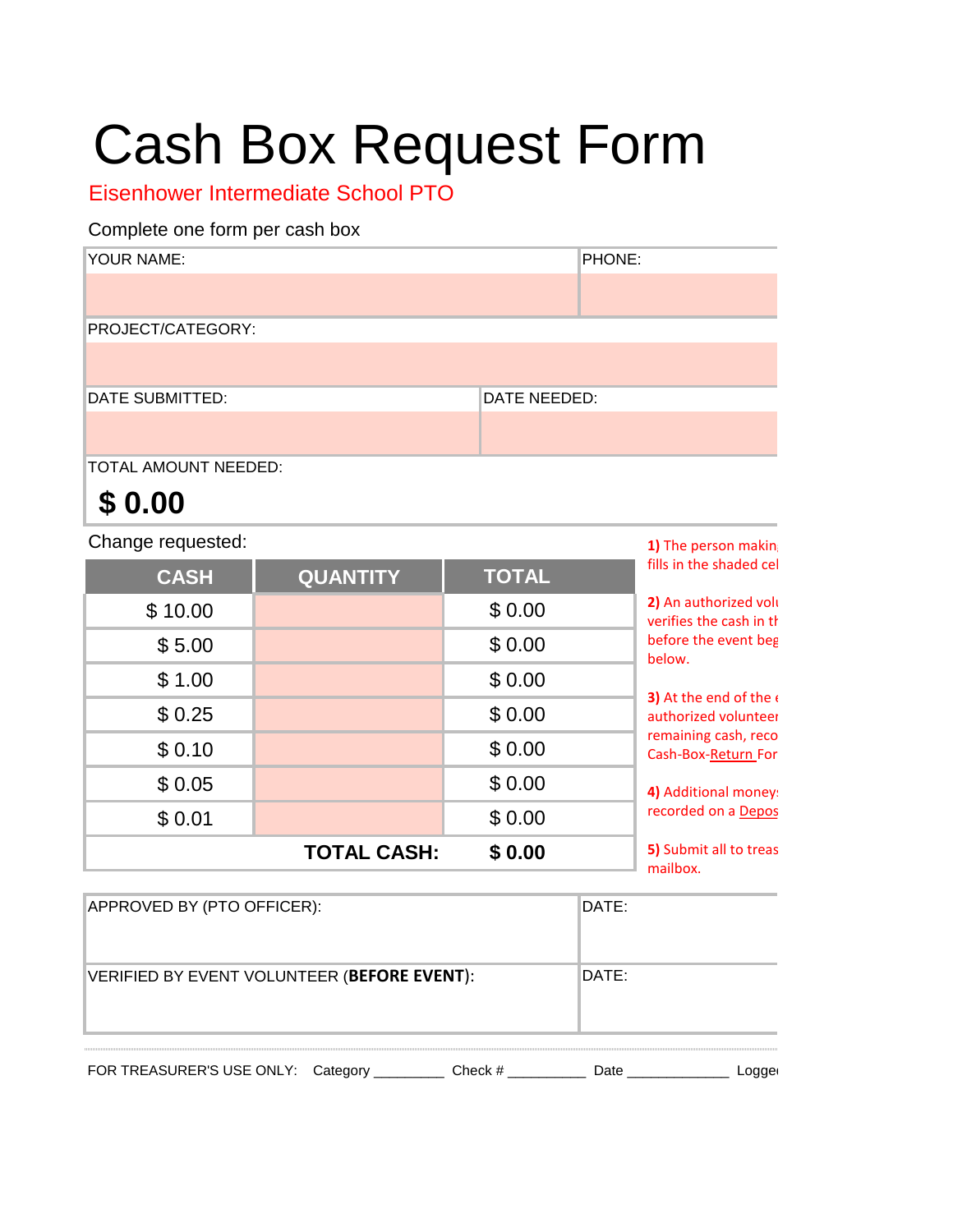# Cash Box Request Form

Eisenhower Intermediate School PTO

Complete one form per cash box

| YOUR NAME: | PHONE: |
|---|---|
| | |

| PROJECT/CATEGORY: |
|---|
| |

| DATE SUBMITTED: | DATE NEEDED: |
|---|---|
| | |

TOTAL AMOUNT NEEDED:

**$ 0.00**

Change requested:

| CASH | QUANTITY | TOTAL |
|---|---|---|
| $ 10.00 | | $ 0.00 |
| $ 5.00 | | $ 0.00 |
| $ 1.00 | | $ 0.00 |
| $ 0.25 | | $ 0.00 |
| $ 0.10 | | $ 0.00 |
| $ 0.05 | | $ 0.00 |
| $ 0.01 | | $ 0.00 |
| | **TOTAL CASH:** | **$ 0.00** |

**1)** The person makin fills in the shaded cel

**2)** An authorized volu verifies the cash in th before the event beg below.

**3)** At the end of the e authorized voluntee remaining cash, reco Cash-Box-Return For

**4)** Additional money recorded on a Depos

**5)** Submit all to treas mailbox.

| APPROVED BY (PTO OFFICER): | DATE: |
|---|---|
| VERIFIED BY EVENT VOLUNTEER (**BEFORE EVENT**): | DATE: |

FOR TREASURER'S USE ONLY: Category ________ Check # _________ Date ____________ Logge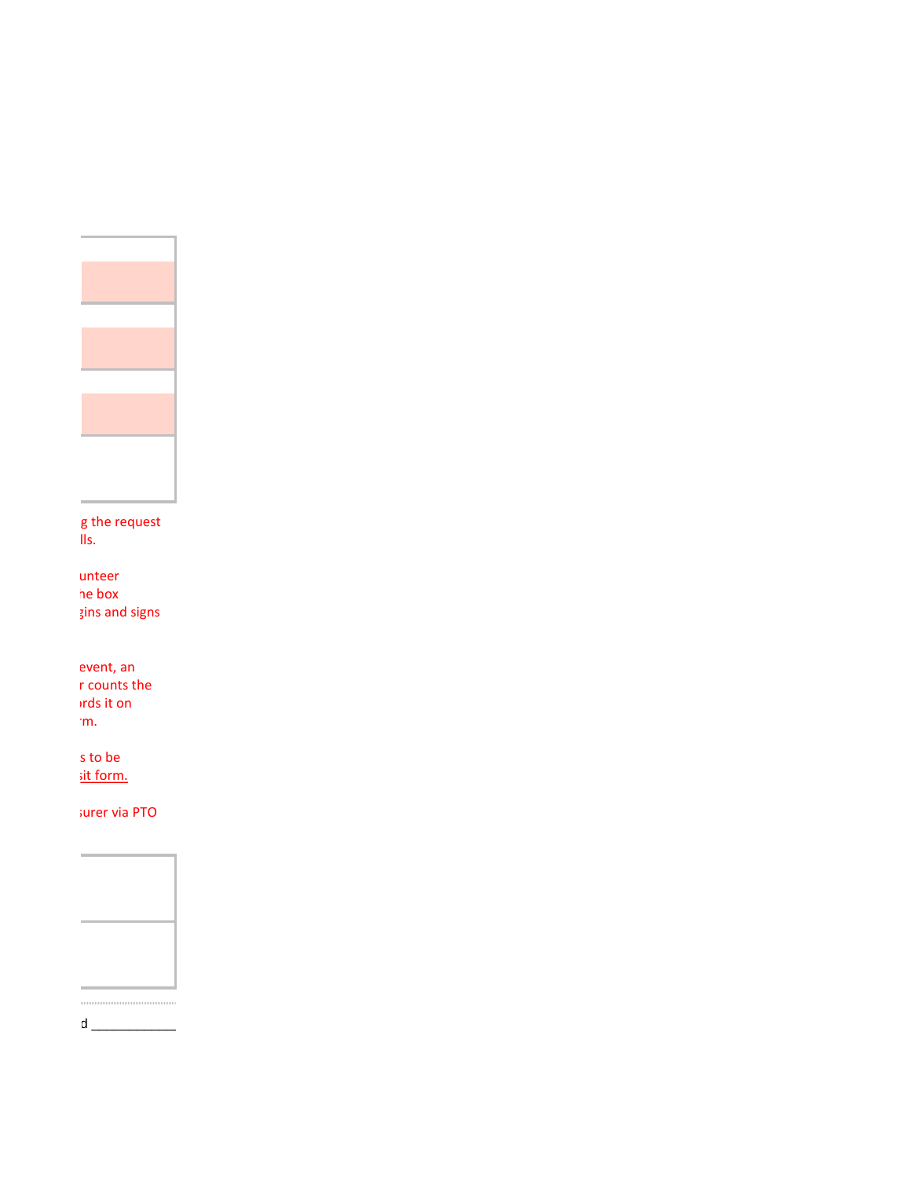g the request
lls.

unteer
he box
gins and signs

event, an
r counts the
rds it on
m.

s to be
sit form.

surer via PTO

d ____________